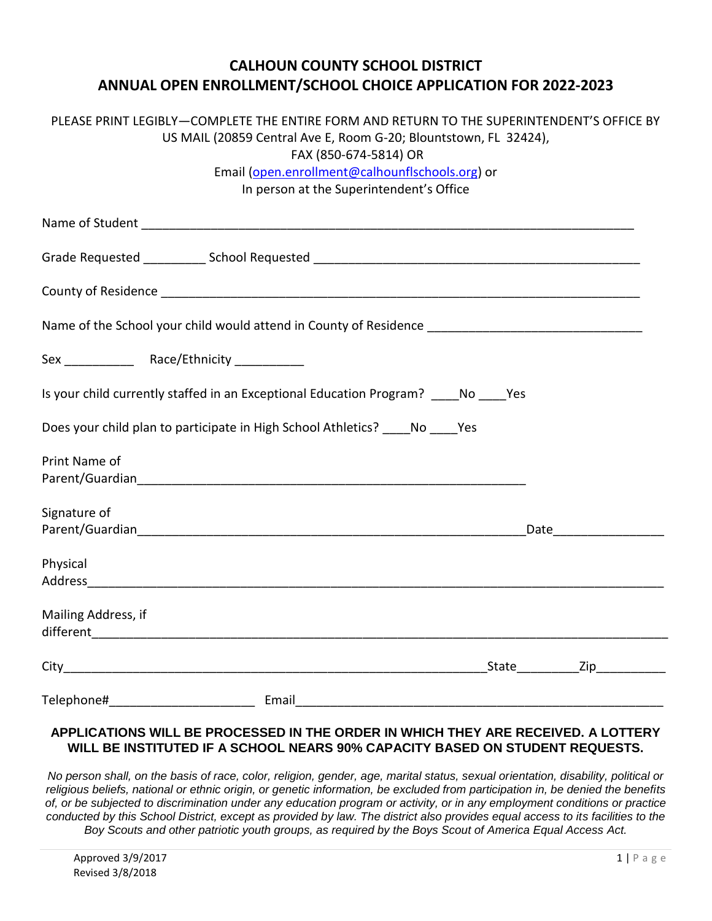# CALHOUN COUNTY SCHOOL DISTRICT
# ANNUAL OPEN ENROLLMENT/SCHOOL CHOICE APPLICATION FOR 2022-2023

PLEASE PRINT LEGIBLY—COMPLETE THE ENTIRE FORM AND RETURN TO THE SUPERINTENDENT'S OFFICE BY US MAIL (20859 Central Ave E, Room G-20; Blountstown, FL 32424),
FAX (850-674-5814) OR
Email (open.enrollment@calhounflschools.org) or
In person at the Superintendent's Office

Name of Student ___________________________________________________________________________

Grade Requested _________ School Requested __________________________________________________

County of Residence __________________________________________________________________________

Name of the School your child would attend in County of Residence ______________________________

Sex __________ Race/Ethnicity __________

Is your child currently staffed in an Exceptional Education Program? ____No ____Yes

Does your child plan to participate in High School Athletics? ____No ____Yes

Print Name of Parent/Guardian___________________________________________________________

Signature of Parent/Guardian___________________________________________________________ Date________________

Physical Address_____________________________________________________________________________________

Mailing Address, if different_____________________________________________________________________________________

City_______________________________________________________________State_________Zip__________

Telephone#_____________________ Email______________________________________________________

**APPLICATIONS WILL BE PROCESSED IN THE ORDER IN WHICH THEY ARE RECEIVED. A LOTTERY WILL BE INSTITUTED IF A SCHOOL NEARS 90% CAPACITY BASED ON STUDENT REQUESTS.**

*No person shall, on the basis of race, color, religion, gender, age, marital status, sexual orientation, disability, political or religious beliefs, national or ethnic origin, or genetic information, be excluded from participation in, be denied the benefits of, or be subjected to discrimination under any education program or activity, or in any employment conditions or practice conducted by this School District, except as provided by law. The district also provides equal access to its facilities to the Boy Scouts and other patriotic youth groups, as required by the Boys Scout of America Equal Access Act.*

Approved 3/9/2017
Revised 3/8/2018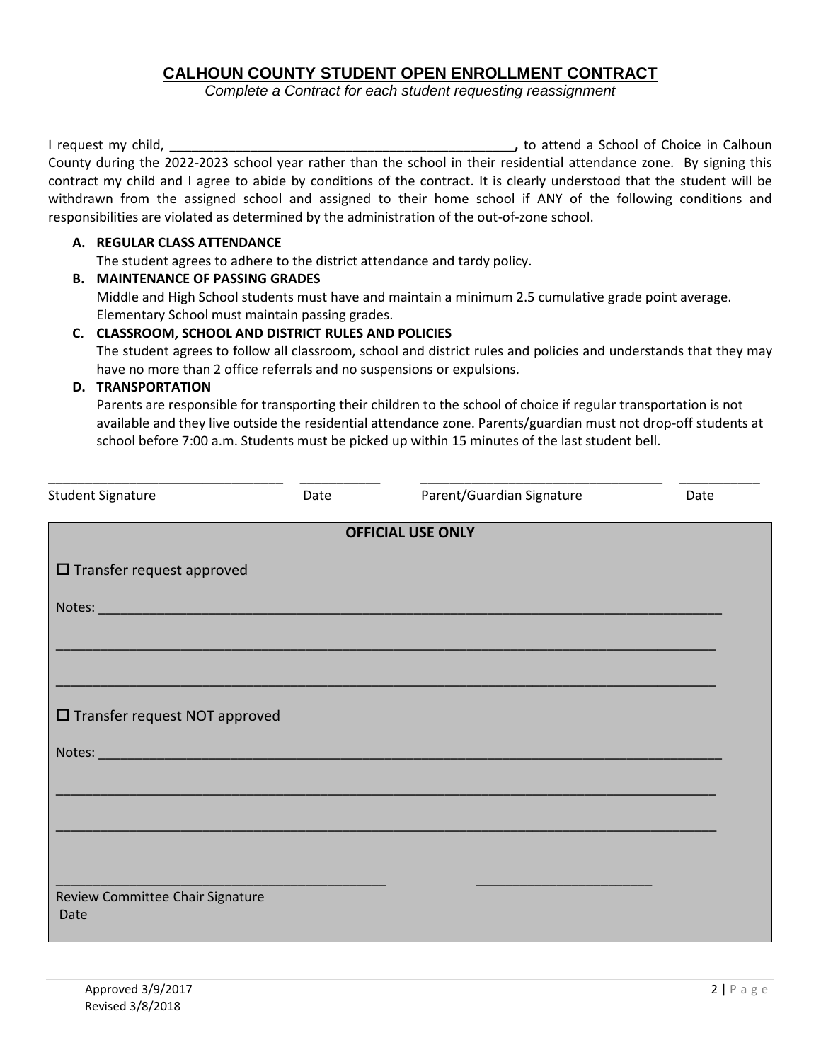## CALHOUN COUNTY STUDENT OPEN ENROLLMENT CONTRACT

*Complete a Contract for each student requesting reassignment*

I request my child, **_______________________________________________,** to attend a School of Choice in Calhoun County during the 2022-2023 school year rather than the school in their residential attendance zone. By signing this contract my child and I agree to abide by conditions of the contract. It is clearly understood that the student will be withdrawn from the assigned school and assigned to their home school if ANY of the following conditions and responsibilities are violated as determined by the administration of the out-of-zone school.

**A. REGULAR CLASS ATTENDANCE**
The student agrees to adhere to the district attendance and tardy policy.

**B. MAINTENANCE OF PASSING GRADES**
Middle and High School students must have and maintain a minimum 2.5 cumulative grade point average. Elementary School must maintain passing grades.

**C. CLASSROOM, SCHOOL AND DISTRICT RULES AND POLICIES**
The student agrees to follow all classroom, school and district rules and policies and understands that they may have no more than 2 office referrals and no suspensions or expulsions.

**D. TRANSPORTATION**
Parents are responsible for transporting their children to the school of choice if regular transportation is not available and they live outside the residential attendance zone. Parents/guardian must not drop-off students at school before 7:00 a.m. Students must be picked up within 15 minutes of the last student bell.

_______________________________ ___________ _______________________________ ___________
Student Signature Date Parent/Guardian Signature Date

**OFFICIAL USE ONLY**

☐ Transfer request approved

Notes: ________________________________________________________________________________

________________________________________________________________________________

________________________________________________________________________________

☐ Transfer request NOT approved

Notes: ________________________________________________________________________________

________________________________________________________________________________

________________________________________________________________________________

__________________________________________ ______________________
Review Committee Chair Signature
Date

Approved 3/9/2017
Revised 3/8/2018